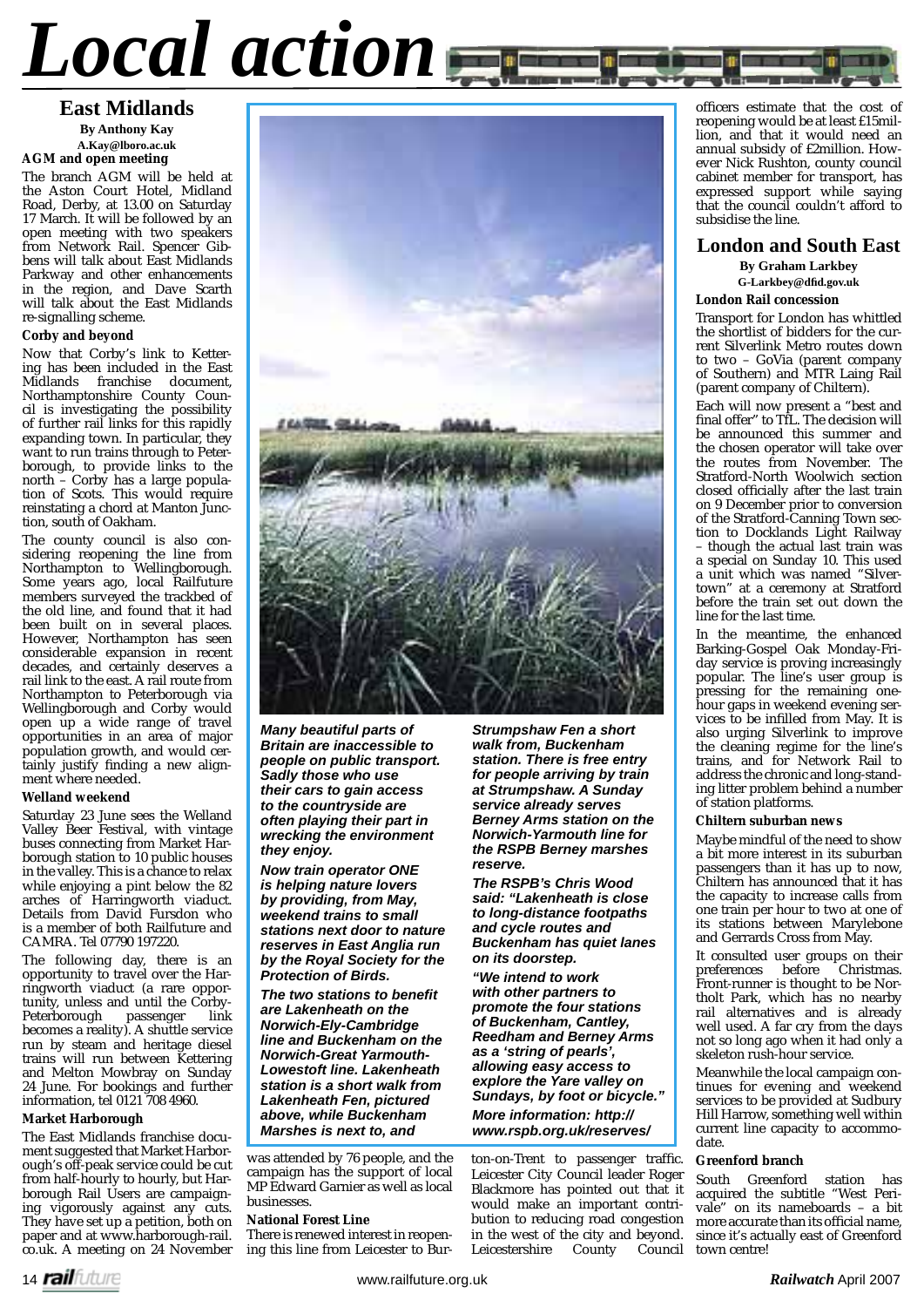# Local action

## East Midlands

**By Anthony Kay**
**A.Kay@lboro.ac.uk**

### AGM and open meeting

The branch AGM will be held at the Aston Court Hotel, Midland Road, Derby, at 13.00 on Saturday 17 March. It will be followed by an open meeting with two speakers from Network Rail. Spencer Gibbens will talk about East Midlands Parkway and other enhancements in the region, and Dave Scarth will talk about the East Midlands re-signalling scheme.

### Corby and beyond

Now that Corby's link to Kettering has been included in the East Midlands franchise document, Northamptonshire County Council is investigating the possibility of further rail links for this rapidly expanding town. In particular, they want to run trains through to Peterborough, to provide links to the north – Corby has a large population of Scots. This would require reinstating a chord at Manton Junction, south of Oakham.

The county council is also considering reopening the line from Northampton to Wellingborough. Some years ago, local Railfuture members surveyed the trackbed of the old line, and found that it had been built on in several places. However, Northampton has seen considerable expansion in recent decades, and certainly deserves a rail link to the east. A rail route from Northampton to Peterborough via Wellingborough and Corby would open up a wide range of travel opportunities in an area of major population growth, and would certainly justify finding a new alignment where needed.

### Welland weekend

Saturday 23 June sees the Welland Valley Beer Festival, with vintage buses connecting from Market Harborough station to 10 public houses in the valley. This is a chance to relax while enjoying a pint below the 82 arches of Harringworth viaduct. Details from David Fursdon who is a member of both Railfuture and CAMRA. Tel 07790 197220.

The following day, there is an opportunity to travel over the Harringworth viaduct (a rare opportunity, unless and until the Corby-Peterborough passenger link becomes a reality). A shuttle service run by steam and heritage diesel trains will run between Kettering and Melton Mowbray on Sunday 24 June. For bookings and further information, tel 0121 708 4960.

### Market Harborough

The East Midlands franchise document suggested that Market Harborough's off-peak service could be cut from half-hourly to hourly, but Harborough Rail Users are campaigning vigorously against any cuts. They have set up a petition, both on paper and at www.harborough-rail.co.uk. A meeting on 24 November was attended by 76 people, and the campaign has the support of local MP Edward Garnier as well as local businesses.

### National Forest Line

There is renewed interest in reopening this line from Leicester to Burton-on-Trent to passenger traffic. Leicester City Council leader Roger Blackmore has pointed out that it would make an important contribution to reducing road congestion in the west of the city and beyond. Leicestershire County Council officers estimate that the cost of reopening would be at least £15million, and that it would need an annual subsidy of £2million. However Nick Rushton, county council cabinet member for transport, has expressed support while saying that the council couldn't afford to subsidise the line.

***Many beautiful parts of Britain are inaccessible to people on public transport. Sadly those who use their cars to gain access to the countryside are often playing their part in wrecking the environment they enjoy.***

***Now train operator ONE is helping nature lovers by providing, from May, weekend trains to small stations next door to nature reserves in East Anglia run by the Royal Society for the Protection of Birds.***

***The two stations to benefit are Lakenheath on the Norwich-Ely-Cambridge line and Buckenham on the Norwich-Great Yarmouth-Lowestoft line. Lakenheath station is a short walk from Lakenheath Fen, pictured above, while Buckenham Marshes is next to, and Strumpshaw Fen a short walk from, Buckenham station. There is free entry for people arriving by train at Strumpshaw. A Sunday service already serves Berney Arms station on the Norwich-Yarmouth line for the RSPB Berney marshes reserve.***

***The RSPB's Chris Wood said: "Lakenheath is close to long-distance footpaths and cycle routes and Buckenham has quiet lanes on its doorstep.***

***"We intend to work with other partners to promote the four stations of Buckenham, Cantley, Reedham and Berney Arms as a 'string of pearls', allowing easy access to explore the Yare valley on Sundays, by foot or bicycle."***

***More information: http://www.rspb.org.uk/reserves/***

## London and South East

**By Graham Larkbey**
**G-Larkbey@dfid.gov.uk**

### London Rail concession

Transport for London has whittled the shortlist of bidders for the current Silverlink Metro routes down to two – GoVia (parent company of Southern) and MTR Laing Rail (parent company of Chiltern).

Each will now present a "best and final offer" to TfL. The decision will be announced this summer and the chosen operator will take over the routes from November. The Stratford-North Woolwich section closed officially after the last train on 9 December prior to conversion of the Stratford-Canning Town section to Docklands Light Railway – though the actual last train was a special on Sunday 10. This used a unit which was named "Silvertown" at a ceremony at Stratford before the train set out down the line for the last time.

In the meantime, the enhanced Barking-Gospel Oak Monday-Friday service is proving increasingly popular. The line's user group is pressing for the remaining one-hour gaps in weekend evening services to be infilled from May. It is also urging Silverlink to improve the cleaning regime for the line's trains, and for Network Rail to address the chronic and long-standing litter problem behind a number of station platforms.

### Chiltern suburban news

Maybe mindful of the need to show a bit more interest in its suburban passengers than it has up to now, Chiltern has announced that it has the capacity to increase calls from one train per hour to two at one of its stations between Marylebone and Gerrards Cross from May.

It consulted user groups on their preferences before Christmas. Front-runner is thought to be Northolt Park, which has no nearby rail alternatives and is already well used. A far cry from the days not so long ago when it had only a skeleton rush-hour service.

Meanwhile the local campaign continues for evening and weekend services to be provided at Sudbury Hill Harrow, something well within current line capacity to accommodate.

### Greenford branch

South Greenford station has acquired the subtitle "West Perivale" on its nameboards – a bit more accurate than its official name, since it's actually east of Greenford town centre!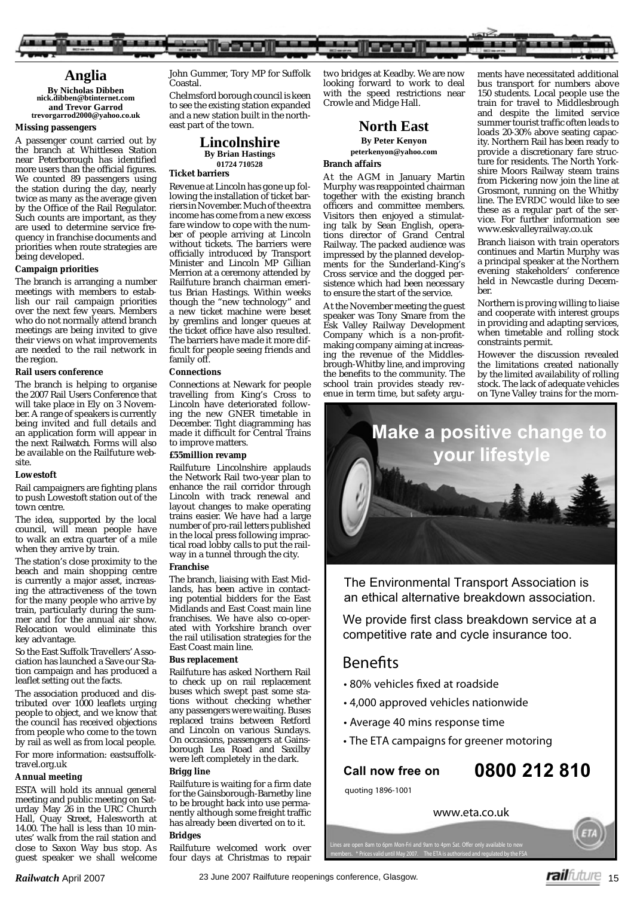## Anglia

**By Nicholas Dibben**
**nick.dibben@btinternet.com**
**and Trevor Garrod**
**trevorgarrod2000@yahoo.co.uk**

### Missing passengers

A passenger count carried out by the branch at Whittlesea Station near Peterborough has identified more users than the official figures. We counted 89 passengers using the station during the day, nearly twice as many as the average given by the Office of the Rail Regulator. Such counts are important, as they are used to determine service frequency in franchise documents and priorities when route strategies are being developed.

### Campaign priorities

The branch is arranging a number meetings with members to establish our rail campaign priorities over the next few years. Members who do not normally attend branch meetings are being invited to give their views on what improvements are needed to the rail network in the region.

### Rail users conference

The branch is helping to organise the 2007 Rail Users Conference that will take place in Ely on 3 November. A range of speakers is currently being invited and full details and an application form will appear in the next Railwatch. Forms will also be available on the Railfuture website.

### Lowestoft

Rail campaigners are fighting plans to push Lowestoft station out of the town centre.

The idea, supported by the local council, will mean people have to walk an extra quarter of a mile when they arrive by train.

The station's close proximity to the beach and main shopping centre is currently a major asset, increasing the attractiveness of the town for the many people who arrive by train, particularly during the summer and for the annual air show. Relocation would eliminate this key advantage.

So the East Suffolk Travellers' Association has launched a Save our Station campaign and has produced a leaflet setting out the facts.

The association produced and distributed over 1000 leaflets urging people to object, and we know that the council has received objections from people who come to the town by rail as well as from local people.

For more information: eastsuffolktravel.org.uk

### Annual meeting

ESTA will hold its annual general meeting and public meeting on Saturday May 26 in the URC Church Hall, Quay Street, Halesworth at 14.00. The hall is less than 10 minutes' walk from the rail station and close to Saxon Way bus stop. As guest speaker we shall welcome John Gummer, Tory MP for Suffolk Coastal.

Chelmsford borough council is keen to see the existing station expanded and a new station built in the north-east part of the town.

## Lincolnshire

**By Brian Hastings**
**01724 710528**

### Ticket barriers

Revenue at Lincoln has gone up following the installation of ticket barriers in November. Much of the extra income has come from a new excess fare window to cope with the number of people arriving at Lincoln without tickets. The barriers were officially introduced by Transport Minister and Lincoln MP Gillian Merrion at a ceremony attended by Railfuture branch chairman emeritus Brian Hastings. Within weeks though the "new technology" and a new ticket machine were beset by gremlins and longer queues at the ticket office have also resulted. The barriers have made it more difficult for people seeing friends and family off.

### Connections

Connections at Newark for people travelling from King's Cross to Lincoln have deteriorated following the new GNER timetable in December. Tight diagramming has made it difficult for Central Trains to improve matters.

### £55million revamp

Railfuture Lincolnshire applauds the Network Rail two-year plan to enhance the rail corridor through Lincoln with track renewal and layout changes to make operating trains easier. We have had a large number of pro-rail letters published in the local press following impractical road lobby calls to put the railway in a tunnel through the city.

### Franchise

The branch, liaising with East Midlands, has been active in contacting potential bidders for the East Midlands and East Coast main line franchises. We have also co-operated with Yorkshire branch over the rail utilisation strategies for the East Coast main line.

### Bus replacement

Railfuture has asked Northern Rail to check up on rail replacement buses which swept past some stations without checking whether any passengers were waiting. Buses replaced trains between Retford and Lincoln on various Sundays. On occasions, passengers at Gainsborough Lea Road and Saxilby were left completely in the dark.

### Brigg line

Railfuture is waiting for a firm date for the Gainsborough-Barnetby line to be brought back into use permanently although some freight traffic has already been diverted on to it.

### Bridges

Railfuture welcomed work over four days at Christmas to repair two bridges at Keadby. We are now looking forward to work to deal with the speed restrictions near Crowle and Midge Hall.

## North East

**By Peter Kenyon**
**peterkenyon@yahoo.com**

### Branch affairs

At the AGM in January Martin Murphy was reappointed chairman together with the existing branch officers and committee members. Visitors then enjoyed a stimulating talk by Sean English, operations director of Grand Central Railway. The packed audience was impressed by the planned developments for the Sunderland-King's Cross service and the dogged persistence which had been necessary to ensure the start of the service.

At the November meeting the guest speaker was Tony Smare from the Esk Valley Railway Development Company which is a non-profit-making company aiming at increasing the revenue of the Middlesbrough-Whitby line, and improving the benefits to the community. The school train provides steady revenue in term time, but safety arguments have necessitated additional bus transport for numbers above 150 students. Local people use the train for travel to Middlesbrough and despite the limited service summer tourist traffic often leads to loads 20-30% above seating capacity. Northern Rail has been ready to provide a discretionary fare structure for residents. The North Yorkshire Moors Railway steam trains from Pickering now join the line at Grosmont, running on the Whitby line. The EVRDC would like to see these as a regular part of the service. For further information see www.eskvalleyrailway.co.uk

Branch liaison with train operators continues and Martin Murphy was a principal speaker at the Northern evening stakeholders' conference held in Newcastle during December.

Northern is proving willing to liaise and cooperate with interest groups in providing and adapting services, when timetable and rolling stock constraints permit.

However the discussion revealed the limitations created nationally by the limited availability of rolling stock. The lack of adequate vehicles on Tyne Valley trains for the morn-

---

**Make a positive change to your lifestyle**

The Environmental Transport Association is an ethical alternative breakdown association.

We provide first class breakdown service at a competitive rate and cycle insurance too.

**Benefits**

- 80% vehicles fixed at roadside
- 4,000 approved vehicles nationwide
- Average 40 mins response time
- The ETA campaigns for greener motoring

**Call now free on 0800 212 810**

quoting 1896-1001

www.eta.co.uk

Lines are open 8am to 6pm Mon-Fri and 9am to 4pm Sat. Offer only available to new members. * Prices valid until May 2007. The ETA is authorised and regulated by the FSA

---

23 June 2007 Railfuture reopenings conference, Glasgow.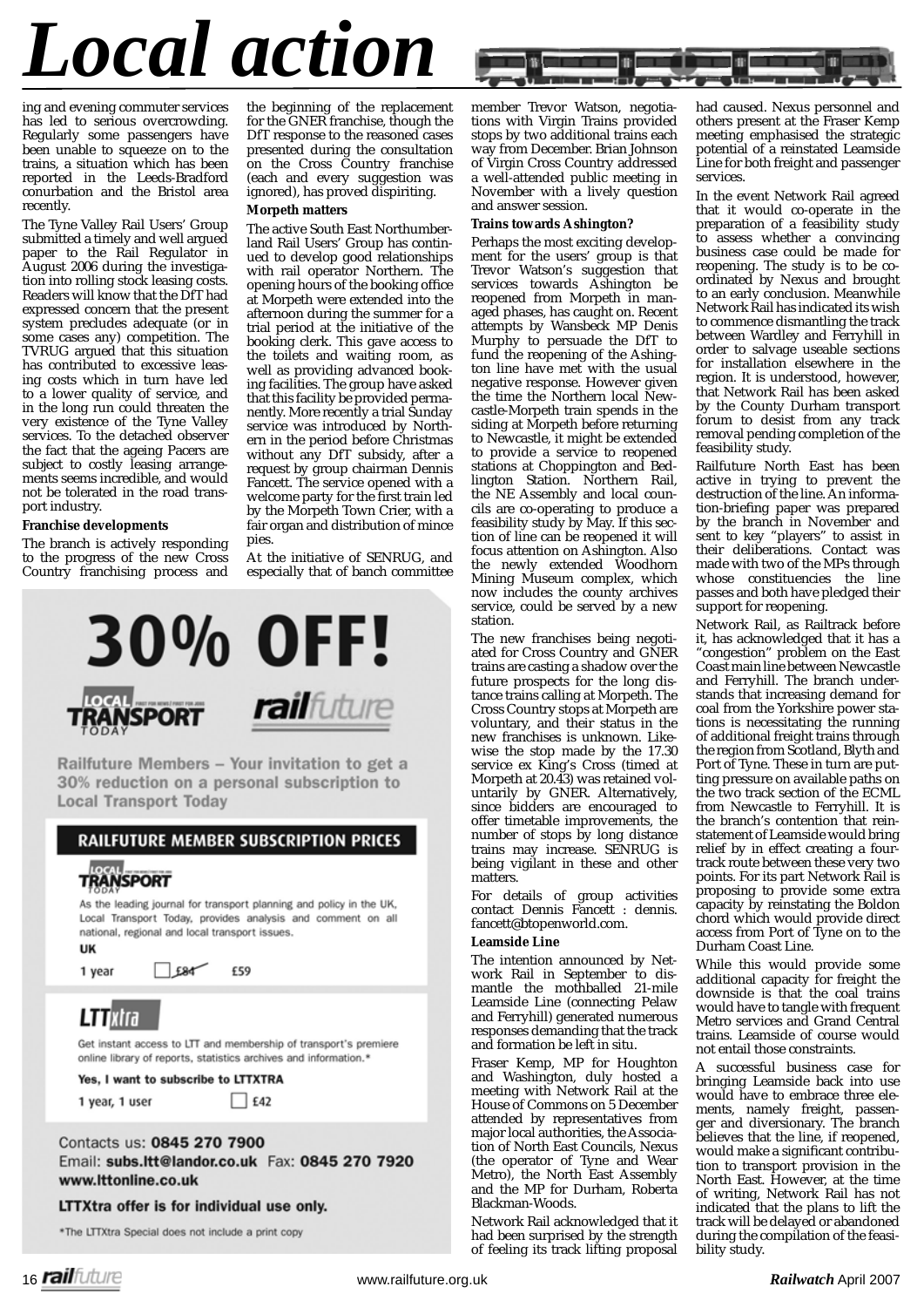# Local action

ing and evening commuter services has led to serious overcrowding. Regularly some passengers have been unable to squeeze on to the trains, a situation which has been reported in the Leeds-Bradford conurbation and the Bristol area recently.

The Tyne Valley Rail Users' Group submitted a timely and well argued paper to the Rail Regulator in August 2006 during the investigation into rolling stock leasing costs. Readers will know that the DfT had expressed concern that the present system precludes adequate (or in some cases any) competition. The TVRUG argued that this situation has contributed to excessive leasing costs which in turn have led to a lower quality of service, and in the long run could threaten the very existence of the Tyne Valley services. To the detached observer the fact that the ageing Pacers are subject to costly leasing arrangements seems incredible, and would not be tolerated in the road transport industry.

### Franchise developments

The branch is actively responding to the progress of the new Cross Country franchising process and the beginning of the replacement for the GNER franchise, though the DfT response to the reasoned cases presented during the consultation on the Cross Country franchise (each and every suggestion was ignored), has proved dispiriting.

### Morpeth matters

The active South East Northumberland Rail Users' Group has continued to develop good relationships with rail operator Northern. The opening hours of the booking office at Morpeth were extended into the afternoon during the summer for a trial period at the initiative of the booking clerk. This gave access to the toilets and waiting room, as well as providing advanced booking facilities. The group have asked that this facility be provided permanently. More recently a trial Sunday service was introduced by Northern in the period before Christmas without any DfT subsidy, after a request by group chairman Dennis Fancett. The service opened with a welcome party for the first train led by the Morpeth Town Crier, with a fair organ and distribution of mince pies.

At the initiative of SENRUG, and especially that of banch committee member Trevor Watson, negotiations with Virgin Trains provided stops by two additional trains each way from December. Brian Johnson of Virgin Cross Country addressed a well-attended public meeting in November with a lively question and answer session.

### Trains towards Ashington?

Perhaps the most exciting development for the users' group is that Trevor Watson's suggestion that services towards Ashington be reopened from Morpeth in managed phases, has caught on. Recent attempts by Wansbeck MP Denis Murphy to persuade the DfT to fund the reopening of the Ashington line have met with the usual negative response. However given the time the Northern local Newcastle-Morpeth train spends in the siding at Morpeth before returning to Newcastle, it might be extended to provide a service to reopened stations at Choppington and Bedlington Station. Northern Rail, the NE Assembly and local councils are co-operating to produce a feasibility study by May. If this section of line can be reopened it will focus attention on Ashington. Also the newly extended Woodhorn Mining Museum complex, which now includes the county archives service, could be served by a new station.

The new franchises being negotiated for Cross Country and GNER trains are casting a shadow over the future prospects for the long distance trains calling at Morpeth. The Cross Country stops at Morpeth are voluntary, and their status in the new franchises is unknown. Likewise the stop made by the 17.30 service ex King's Cross (timed at Morpeth at 20.43) was retained voluntarily by GNER. Alternatively, since bidders are encouraged to offer timetable improvements, the number of stops by long distance trains may increase. SENRUG is being vigilant in these and other matters.

For details of group activities contact Dennis Fancett : dennis.fancett@btopenworld.com.

### Leamside Line

The intention announced by Network Rail in September to dismantle the mothballed 21-mile Leamside Line (connecting Pelaw and Ferryhill) generated numerous responses demanding that the track and formation be left in situ.

Fraser Kemp, MP for Houghton and Washington, duly hosted a meeting with Network Rail at the House of Commons on 5 December attended by representatives from major local authorities, the Association of North East Councils, Nexus (the operator of Tyne and Wear Metro), the North East Assembly and the MP for Durham, Roberta Blackman-Woods.

Network Rail acknowledged that it had been surprised by the strength of feeling its track lifting proposal had caused. Nexus personnel and others present at the Fraser Kemp meeting emphasised the strategic potential of a reinstated Leamside Line for both freight and passenger services.

In the event Network Rail agreed that it would co-operate in the preparation of a feasibility study to assess whether a convincing business case could be made for reopening. The study is to be co-ordinated by Nexus and brought to an early conclusion. Meanwhile Network Rail has indicated its wish to commence dismantling the track between Wardley and Ferryhill in order to salvage useable sections for installation elsewhere in the region. It is understood, however, that Network Rail has been asked by the County Durham transport forum to desist from any track removal pending completion of the feasibility study.

Railfuture North East has been active in trying to prevent the destruction of the line. An information-briefing paper was prepared by the branch in November and sent to key "players" to assist in their deliberations. Contact was made with two of the MPs through whose constituencies the line passes and both have pledged their support for reopening.

Network Rail, as Railtrack before it, has acknowledged that it has a "congestion" problem on the East Coast main line between Newcastle and Ferryhill. The branch understands that increasing demand for coal from the Yorkshire power stations is necessitating the running of additional freight trains through the region from Scotland, Blyth and Port of Tyne. These in turn are putting pressure on available paths on the two track section of the ECML from Newcastle to Ferryhill. It is the branch's contention that reinstatement of Leamside would bring relief by in effect creating a four-track route between these very two points. For its part Network Rail is proposing to provide some extra capacity by reinstating the Boldon chord which would provide direct access from Port of Tyne on to the Durham Coast Line.

While this would provide some additional capacity for freight the downside is that the coal trains would have to tangle with frequent Metro services and Grand Central trains. Leamside of course would not entail those constraints.

A successful business case for bringing Leamside back into use would have to embrace three elements, namely freight, passenger and diversionary. The branch believes that the line, if reopened, would make a significant contribution to transport provision in the North East. However, at the time of writing, Network Rail has not indicated that the plans to lift the track will be delayed or abandoned during the compilation of the feasibility study.

---

# 30% OFF!

**LOCAL TRANSPORT TODAY** | **railfuture**

Railfuture Members – Your invitation to get a 30% reduction on a personal subscription to Local Transport Today

## RAILFUTURE MEMBER SUBSCRIPTION PRICES

**LOCAL TRANSPORT TODAY**

As the leading journal for transport planning and policy in the UK, Local Transport Today, provides analysis and comment on all national, regional and local transport issues.

**UK**

1 year ☐ ~~£84~~ £59

**LTTxtra**

Get instant access to LTT and membership of transport's premiere online library of reports, statistics archives and information.*

**Yes, I want to subscribe to LTTXTRA**

1 year, 1 user ☐ £42

Contacts us: **0845 270 7900**
Email: **subs.ltt@landor.co.uk** Fax: **0845 270 7920**
**www.lttonline.co.uk**

**LTTXtra offer is for individual use only.**

*The LTTXtra Special does not include a print copy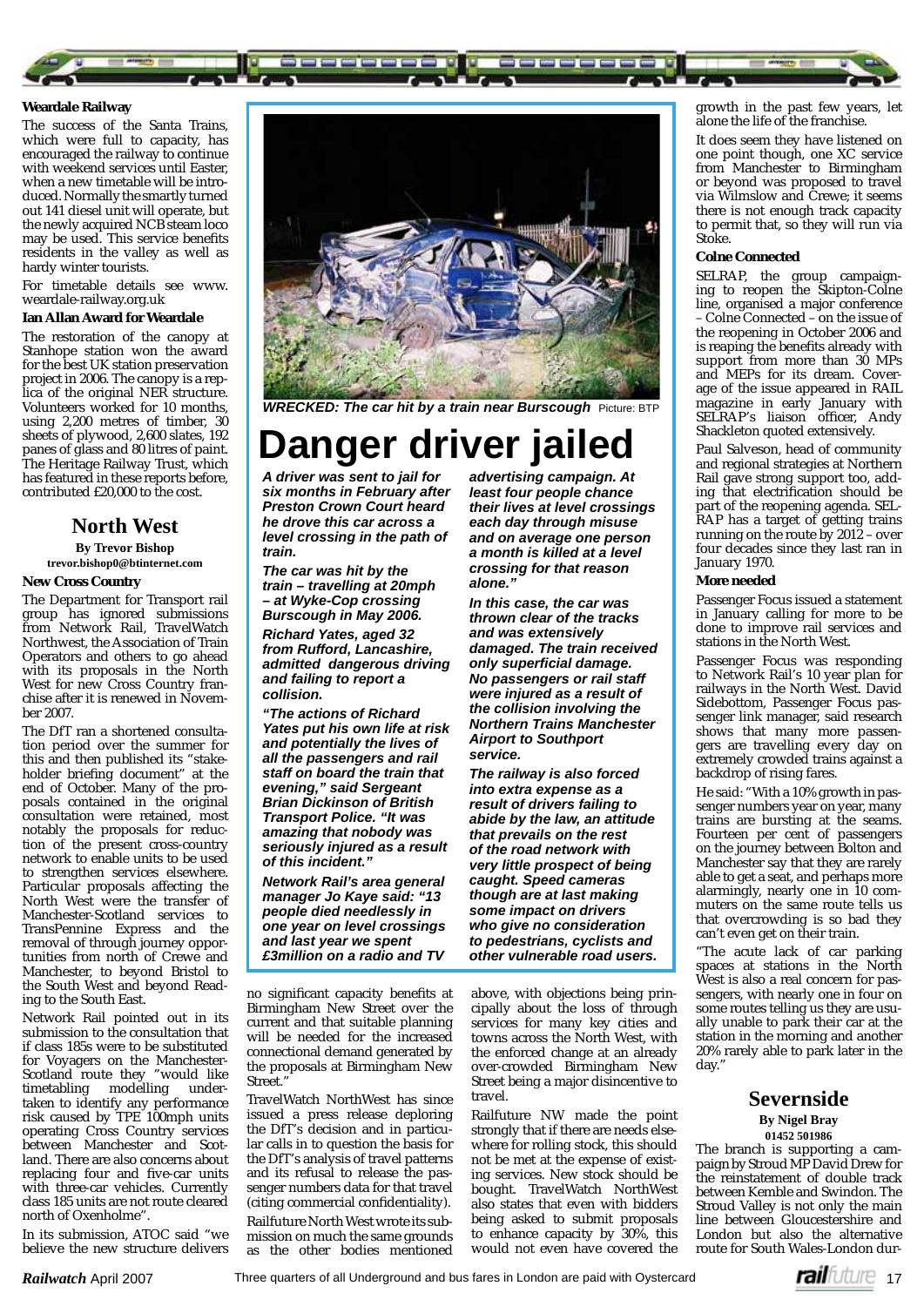**Weardale Railway**

The success of the Santa Trains, which were full to capacity, has encouraged the railway to continue with weekend services until Easter, when a new timetable will be introduced. Normally the smartly turned out 141 diesel unit will operate, but the newly acquired NCB steam loco may be used. This service benefits residents in the valley as well as hardy winter tourists.

For timetable details see www.weardale-railway.org.uk

**Ian Allan Award for Weardale**

The restoration of the canopy at Stanhope station won the award for the best UK station preservation project in 2006. The canopy is a replica of the original NER structure. Volunteers worked for 10 months, using 2,200 metres of timber, 30 sheets of plywood, 2,600 slates, 192 panes of glass and 80 litres of paint. The Heritage Railway Trust, which has featured in these reports before, contributed £20,000 to the cost.

## North West

**By Trevor Bishop**
**trevor.bishop0@btinternet.com**

**New Cross Country**

The Department for Transport rail group has ignored submissions from Network Rail, TravelWatch Northwest, the Association of Train Operators and others to go ahead with its proposals in the North West for new Cross Country franchise after it is renewed in November 2007.

The DfT ran a shortened consultation period over the summer for this and then published its "stakeholder briefing document" at the end of October. Many of the proposals contained in the original consultation were retained, most notably the proposals for reduction of the present cross-country network to enable units to be used to strengthen services elsewhere. Particular proposals affecting the North West were the transfer of Manchester-Scotland services to TransPennine Express and the removal of through journey opportunities from north of Crewe and Manchester, to beyond Bristol to the South West and beyond Reading to the South East.

Network Rail pointed out in its submission to the consultation that if class 185s were to be substituted for Voyagers on the Manchester-Scotland route they "would like timetabling modelling undertaken to identify any performance risk caused by TPE 100mph units operating Cross Country services between Manchester and Scotland. There are also concerns about replacing four and five-car units with three-car vehicles. Currently class 185 units are not route cleared north of Oxenholme".

In its submission, ATOC said "we believe the new structure delivers no significant capacity benefits at Birmingham New Street over the current and that suitable planning will be needed for the increased connectional demand generated by the proposals at Birmingham New Street."

TravelWatch NorthWest has since issued a press release deploring the DfT's decision and in particular calls in to question the basis for the DfT's analysis of travel patterns and its refusal to release the passenger numbers data for that travel (citing commercial confidentiality).

Railfuture North West wrote its submission on much the same grounds as the other bodies mentioned above, with objections being principally about the loss of through services for many key cities and towns across the North West, with the enforced change at an already over-crowded Birmingham New Street being a major disincentive to travel.

Railfuture NW made the point strongly that if there are needs elsewhere for rolling stock, this should not be met at the expense of existing services. New stock should be bought. TravelWatch NorthWest also states that even with bidders being asked to submit proposals to enhance capacity by 30%, this would not even have covered the growth in the past few years, let alone the life of the franchise.

It does seem they have listened on one point though, one XC service from Manchester to Birmingham or beyond was proposed to travel via Wilmslow and Crewe; it seems there is not enough track capacity to permit that, so they will run via Stoke.

**Colne Connected**

SELRAP, the group campaigning to reopen the Skipton-Colne line, organised a major conference – Colne Connected – on the issue of the reopening in October 2006 and is reaping the benefits already with support from more than 30 MPs and MEPs for its dream. Coverage of the issue appeared in RAIL magazine in early January with SELRAP's liaison officer, Andy Shackleton quoted extensively.

Paul Salveson, head of community and regional strategies at Northern Rail gave strong support too, adding that electrification should be part of the reopening agenda. SELRAP has a target of getting trains running on the route by 2012 – over four decades since they last ran in January 1970.

**More needed**

Passenger Focus issued a statement in January calling for more to be done to improve rail services and stations in the North West.

Passenger Focus was responding to Network Rail's 10 year plan for railways in the North West. David Sidebottom, Passenger Focus passenger link manager, said research shows that many more passengers are travelling every day on extremely crowded trains against a backdrop of rising fares.

He said: "With a 10% growth in passenger numbers year on year, many trains are bursting at the seams. Fourteen per cent of passengers on the journey between Bolton and Manchester say that they are rarely able to get a seat, and perhaps more alarmingly, nearly one in 10 commuters on the same route tells us that overcrowding is so bad they can't even get on their train.

"The acute lack of car parking spaces at stations in the North West is also a real concern for passengers, with nearly one in four on some routes telling us they are usually unable to park their car at the station in the morning and another 20% rarely able to park later in the day."

**WRECKED: The car hit by a train near Burscough** Picture: BTP

# Danger driver jailed

***A driver was sent to jail for six months in February after Preston Crown Court heard he drove this car across a level crossing in the path of train.***

***The car was hit by the train – travelling at 20mph – at Wyke-Cop crossing Burscough in May 2006.***

***Richard Yates, aged 32 from Rufford, Lancashire, admitted dangerous driving and failing to report a collision.***

***"The actions of Richard Yates put his own life at risk and potentially the lives of all the passengers and rail staff on board the train that evening," said Sergeant Brian Dickinson of British Transport Police. "It was amazing that nobody was seriously injured as a result of this incident."***

***Network Rail's area general manager Jo Kaye said: "13 people died needlessly in one year on level crossings and last year we spent £3million on a radio and TV advertising campaign. At least four people chance their lives at level crossings each day through misuse and on average one person a month is killed at a level crossing for that reason alone."***

***In this case, the car was thrown clear of the tracks and was extensively damaged. The train received only superficial damage. No passengers or rail staff were injured as a result of the collision involving the Northern Trains Manchester Airport to Southport service.***

***The railway is also forced into extra expense as a result of drivers failing to abide by the law, an attitude that prevails on the rest of the road network with very little prospect of being caught. Speed cameras though are at last making some impact on drivers who give no consideration to pedestrians, cyclists and other vulnerable road users.***

## Severnside

**By Nigel Bray**
**01452 501986**

The branch is supporting a campaign by Stroud MP David Drew for the reinstatement of double track between Kemble and Swindon. The Stroud Valley is not only the main line between Gloucestershire and London but also the alternative route for South Wales-London dur-

Three quarters of all Underground and bus fares in London are paid with Oystercard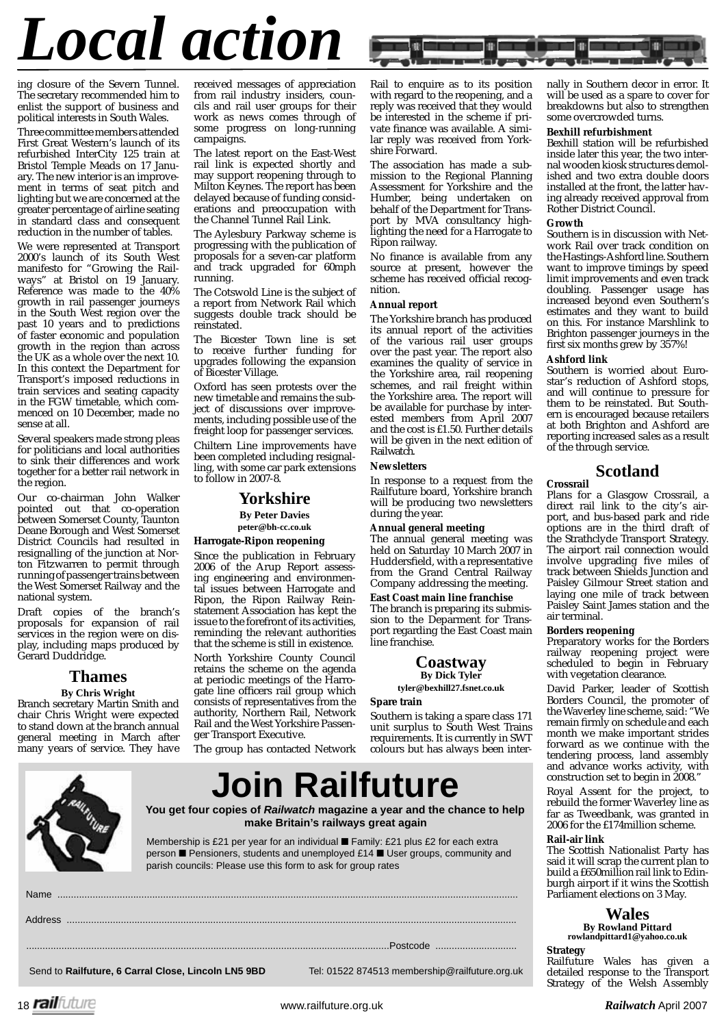# Local action

ing closure of the Severn Tunnel. The secretary recommended him to enlist the support of business and political interests in South Wales.

Three committee members attended First Great Western's launch of its refurbished InterCity 125 train at Bristol Temple Meads on 17 January. The new interior is an improvement in terms of seat pitch and lighting but we are concerned at the greater percentage of airline seating in standard class and consequent reduction in the number of tables.

We were represented at Transport 2000's launch of its South West manifesto for "Growing the Railways" at Bristol on 19 January. Reference was made to the 40% growth in rail passenger journeys in the South West region over the past 10 years and to predictions of faster economic and population growth in the region than across the UK as a whole over the next 10. In this context the Department for Transport's imposed reductions in train services and seating capacity in the FGW timetable, which commenced on 10 December, made no sense at all.

Several speakers made strong pleas for politicians and local authorities to sink their differences and work together for a better rail network in the region.

Our co-chairman John Walker pointed out that co-operation between Somerset County, Taunton Deane Borough and West Somerset District Councils had resulted in resignalling of the junction at Norton Fitzwarren to permit through running of passenger trains between the West Somerset Railway and the national system.

Draft copies of the branch's proposals for expansion of rail services in the region were on display, including maps produced by Gerard Duddridge.

## Thames

**By Chris Wright**

Branch secretary Martin Smith and chair Chris Wright were expected to stand down at the branch annual general meeting in March after many years of service. They have received messages of appreciation from rail industry insiders, councils and rail user groups for their work as news comes through of some progress on long-running campaigns.

The latest report on the East-West rail link is expected shortly and may support reopening through to Milton Keynes. The report has been delayed because of funding considerations and preoccupation with the Channel Tunnel Rail Link.

The Aylesbury Parkway scheme is progressing with the publication of proposals for a seven-car platform and track upgraded for 60mph running.

The Cotswold Line is the subject of a report from Network Rail which suggests double track should be reinstated.

The Bicester Town line is set to receive further funding for upgrades following the expansion of Bicester Village.

Oxford has seen protests over the new timetable and remains the subject of discussions over improvements, including possible use of the freight loop for passenger services.

Chiltern Line improvements have been completed including resignalling, with some car park extensions to follow in 2007-8.

## Yorkshire

**By Peter Davies**
**peter@bh-cc.co.uk**

### Harrogate-Ripon reopening

Since the publication in February 2006 of the Arup Report assessing engineering and environmental issues between Harrogate and Ripon, the Ripon Railway Reinstatement Association has kept the issue to the forefront of its activities, reminding the relevant authorities that the scheme is still in existence.

North Yorkshire County Council retains the scheme on the agenda at periodic meetings of the Harrogate line officers rail group which consists of representatives from the authority, Northern Rail, Network Rail and the West Yorkshire Passenger Transport Executive.

The group has contacted Network Rail to enquire as to its position with regard to the reopening, and a reply was received that they would be interested in the scheme if private finance was available. A similar reply was received from Yorkshire Forward.

The association has made a submission to the Regional Planning Assessment for Yorkshire and the Humber, being undertaken on behalf of the Department for Transport by MVA consultancy highlighting the need for a Harrogate to Ripon railway.

No finance is available from any source at present, however the scheme has received official recognition.

### Annual report

The Yorkshire branch has produced its annual report of the activities of the various rail user groups over the past year. The report also examines the quality of service in the Yorkshire area, rail reopening schemes, and rail freight within the Yorkshire area. The report will be available for purchase by interested members from April 2007 and the cost is £1.50. Further details will be given in the next edition of Railwatch.

### Newsletters

In response to a request from the Railfuture board, Yorkshire branch will be producing two newsletters during the year.

### Annual general meeting

The annual general meeting was held on Saturday 10 March 2007 in Huddersfield, with a representative from the Grand Central Railway Company addressing the meeting.

### East Coast main line franchise

The branch is preparing its submission to the Deparment for Transport regarding the East Coast main line franchise.

## Coastway

**By Dick Tyler**
**tyler@bexhill27.fsnet.co.uk**

### Spare train

Southern is taking a spare class 171 unit surplus to South West Trains requirements. It is currently in SWT colours but has always been internally in Southern decor in error. It will be used as a spare to cover for breakdowns but also to strengthen some overcrowded turns.

### Bexhill refurbishment

Bexhill station will be refurbished inside later this year, the two internal wooden kiosk structures demolished and two extra double doors installed at the front, the latter having already received approval from Rother District Council.

### Growth

Southern is in discussion with Network Rail over track condition on the Hastings-Ashford line. Southern want to improve timings by speed limit improvements and even track doubling. Passenger usage has increased beyond even Southern's estimates and they want to build on this. For instance Marshlink to Brighton passenger journeys in the first six months grew by 357%!

### Ashford link

Southern is worried about Eurostar's reduction of Ashford stops, and will continue to pressure for them to be reinstated. But Southern is encouraged because retailers at both Brighton and Ashford are reporting increased sales as a result of the through service.

## Scotland

### Crossrail

Plans for a Glasgow Crossrail, a direct rail link to the city's airport, and bus-based park and ride options are in the third draft of the Strathclyde Transport Strategy. The airport rail connection would involve upgrading five miles of track between Shields Junction and Paisley Gilmour Street station and laying one mile of track between Paisley Saint James station and the air terminal.

### Borders reopening

Preparatory works for the Borders railway reopening project were scheduled to begin in February with vegetation clearance.

David Parker, leader of Scottish Borders Council, the promoter of the Waverley line scheme, said: "We remain firmly on schedule and each month we make important strides forward as we continue with the tendering process, land assembly and advance works activity, with construction set to begin in 2008."

Royal Assent for the project, to rebuild the former Waverley line as far as Tweedbank, was granted in 2006 for the £174million scheme.

### Rail-air link

The Scottish Nationalist Party has said it will scrap the current plan to build a £650million rail link to Edinburgh airport if it wins the Scottish Parliament elections on 3 May.

## Wales

**By Rowland Pittard**
**rowlandpittard1@yahoo.co.uk**

### Strategy

Railfuture Wales has given a detailed response to the Transport Strategy of the Welsh Assembly

---

# Join Railfuture

**You get four copies of *Railwatch* magazine a year and the chance to help make Britain's railways great again**

Membership is £21 per year for an individual ■ Family: £21 plus £2 for each extra person ■ Pensioners, students and unemployed £14 ■ User groups, community and parish councils: Please use this form to ask for group rates

Name ..........................................................................................................

Address ..........................................................................................................

.......................................................................................... Postcode ..........................

Send to **Railfuture, 6 Carral Close, Lincoln LN5 9BD** Tel: 01522 874513 membership@railfuture.org.uk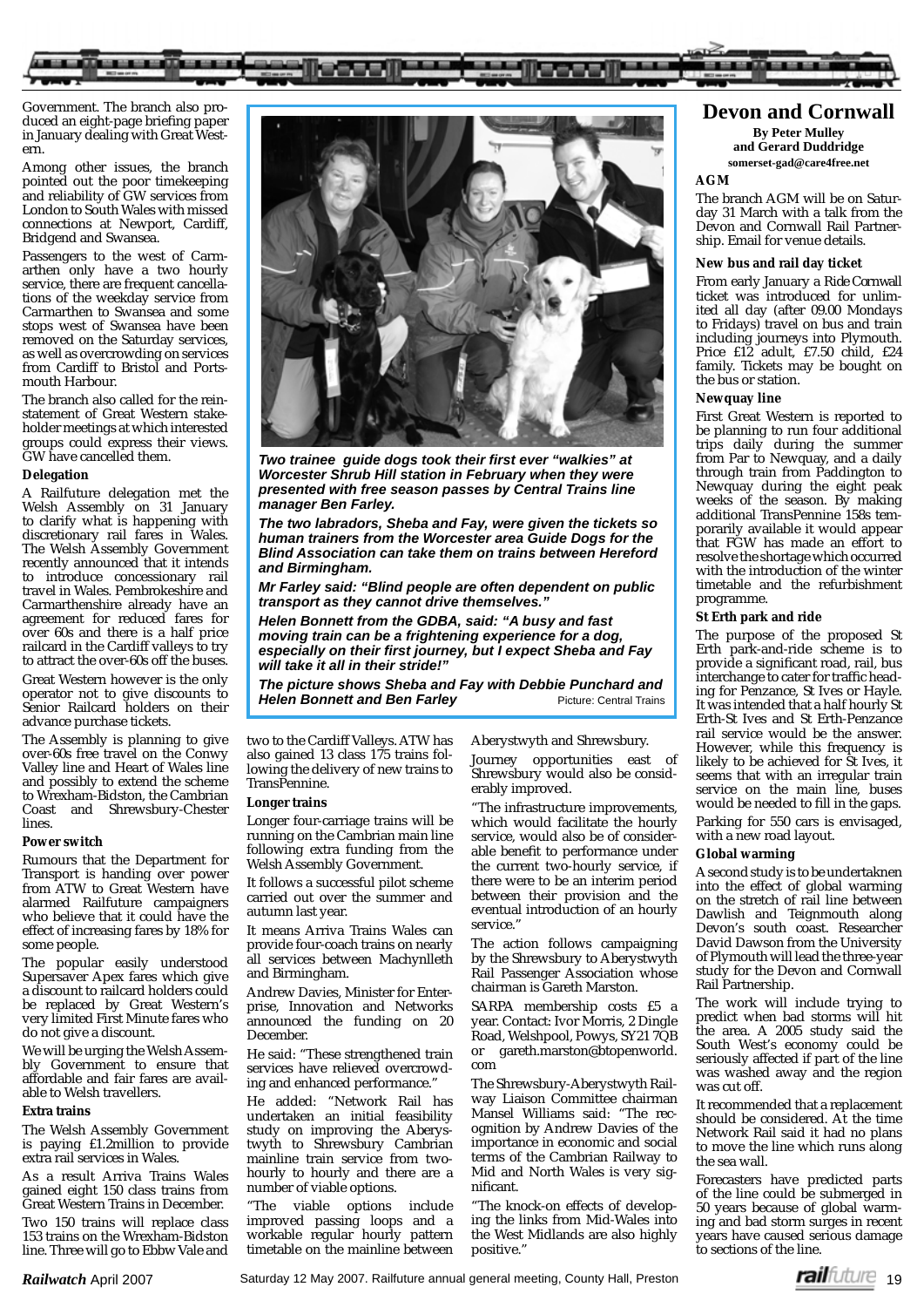Government. The branch also produced an eight-page briefing paper in January dealing with Great Western.

Among other issues, the branch pointed out the poor timekeeping and reliability of GW services from London to South Wales with missed connections at Newport, Cardiff, Bridgend and Swansea.

Passengers to the west of Carmarthen only have a two hourly service, there are frequent cancellations of the weekday service from Carmarthen to Swansea and some stops west of Swansea have been removed on the Saturday services, as well as overcrowding on services from Cardiff to Bristol and Portsmouth Harbour.

The branch also called for the reinstatement of Great Western stakeholder meetings at which interested groups could express their views. GW have cancelled them.

### Delegation

A Railfuture delegation met the Welsh Assembly on 31 January to clarify what is happening with discretionary rail fares in Wales. The Welsh Assembly Government recently announced that it intends to introduce concessionary rail travel in Wales. Pembrokeshire and Carmarthenshire already have an agreement for reduced fares for over 60s and there is a half price railcard in the Cardiff valleys to try to attract the over-60s off the buses.

Great Western however is the only operator not to give discounts to Senior Railcard holders on their advance purchase tickets.

The Assembly is planning to give over-60s free travel on the Conwy Valley line and Heart of Wales line and possibly to extend the scheme to Wrexham-Bidston, the Cambrian Coast and Shrewsbury-Chester lines.

### Power switch

Rumours that the Department for Transport is handing over power from ATW to Great Western have alarmed Railfuture campaigners who believe that it could have the effect of increasing fares by 18% for some people.

The popular easily understood Supersaver Apex fares which give a discount to railcard holders could be replaced by Great Western's very limited First Minute fares who do not give a discount.

We will be urging the Welsh Assembly Government to ensure that affordable and fair fares are available to Welsh travellers.

### Extra trains

The Welsh Assembly Government is paying £1.2million to provide extra rail services in Wales.

As a result Arriva Trains Wales gained eight 150 class trains from Great Western Trains in December.

Two 150 trains will replace class 153 trains on the Wrexham-Bidston line. Three will go to Ebbw Vale and two to the Cardiff Valleys. ATW has also gained 13 class 175 trains following the delivery of new trains to TransPennine.

### Longer trains

Longer four-carriage trains will be running on the Cambrian main line following extra funding from the Welsh Assembly Government.

It follows a successful pilot scheme carried out over the summer and autumn last year.

It means Arriva Trains Wales can provide four-coach trains on nearly all services between Machynlleth and Birmingham.

Andrew Davies, Minister for Enterprise, Innovation and Networks announced the funding on 20 December.

He said: "These strengthened train services have relieved overcrowding and enhanced performance."

He added: "Network Rail has undertaken an initial feasibility study on improving the Aberystwyth to Shrewsbury Cambrian mainline train service from two-hourly to hourly and there are a number of viable options.

"The viable options include improved passing loops and a workable regular hourly pattern timetable on the mainline between Aberystwyth and Shrewsbury.

Journey opportunities east of Shrewsbury would also be considerably improved.

"The infrastructure improvements, which would facilitate the hourly service, would also be of considerable benefit to performance under the current two-hourly service, if there were to be an interim period between their provision and the eventual introduction of an hourly service."

The action follows campaigning by the Shrewsbury to Aberystwyth Rail Passenger Association whose chairman is Gareth Marston.

SARPA membership costs £5 a year. Contact: Ivor Morris, 2 Dingle Road, Welshpool, Powys, SY21 7QB or gareth.marston@btopenworld.com

The Shrewsbury-Aberystwyth Railway Liaison Committee chairman Mansel Williams said: "The recognition by Andrew Davies of the importance in economic and social terms of the Cambrian Railway to Mid and North Wales is very significant.

"The knock-on effects of developing the links from Mid-Wales into the West Midlands are also highly positive."

***Two trainee guide dogs took their first ever "walkies" at Worcester Shrub Hill station in February when they were presented with free season passes by Central Trains line manager Ben Farley.***

***The two labradors, Sheba and Fay, were given the tickets so human trainers from the Worcester area Guide Dogs for the Blind Association can take them on trains between Hereford and Birmingham.***

***Mr Farley said: "Blind people are often dependent on public transport as they cannot drive themselves."***

***Helen Bonnett from the GDBA, said: "A busy and fast moving train can be a frightening experience for a dog, especially on their first journey, but I expect Sheba and Fay will take it all in their stride!"***

***The picture shows Sheba and Fay with Debbie Punchard and Helen Bonnett and Ben Farley*** Picture: Central Trains

## Devon and Cornwall

**By Peter Mulley and Gerard Duddridge**
**somerset-gad@care4free.net**

### AGM

The branch AGM will be on Saturday 31 March with a talk from the Devon and Cornwall Rail Partnership. Email for venue details.

### New bus and rail day ticket

From early January a Ride Cornwall ticket was introduced for unlimited all day (after 09.00 Mondays to Fridays) travel on bus and train including journeys into Plymouth. Price £12 adult, £7.50 child, £24 family. Tickets may be bought on the bus or station.

### Newquay line

First Great Western is reported to be planning to run four additional trips daily during the summer from Par to Newquay, and a daily through train from Paddington to Newquay during the eight peak weeks of the season. By making additional TransPennine 158s temporarily available it would appear that FGW has made an effort to resolve the shortage which occurred with the introduction of the winter timetable and the refurbishment programme.

### St Erth park and ride

The purpose of the proposed St Erth park-and-ride scheme is to provide a significant road, rail, bus interchange to cater for traffic heading for Penzance, St Ives or Hayle. It was intended that a half hourly St Erth-St Ives and St Erth-Penzance rail service would be the answer. However, while this frequency is likely to be achieved for St Ives, it seems that with an irregular train service on the main line, buses would be needed to fill in the gaps.

Parking for 550 cars is envisaged, with a new road layout.

### Global warming

A second study is to be undertaknen into the effect of global warming on the stretch of rail line between Dawlish and Teignmouth along Devon's south coast. Researcher David Dawson from the University of Plymouth will lead the three-year study for the Devon and Cornwall Rail Partnership.

The work will include trying to predict when bad storms will hit the area. A 2005 study said the South West's economy could be seriously affected if part of the line was washed away and the region was cut off.

It recommended that a replacement should be considered. At the time Network Rail said it had no plans to move the line which runs along the sea wall.

Forecasters have predicted parts of the line could be submerged in 50 years because of global warming and bad storm surges in recent years have caused serious damage to sections of the line.

Saturday 12 May 2007. Railfuture annual general meeting, County Hall, Preston